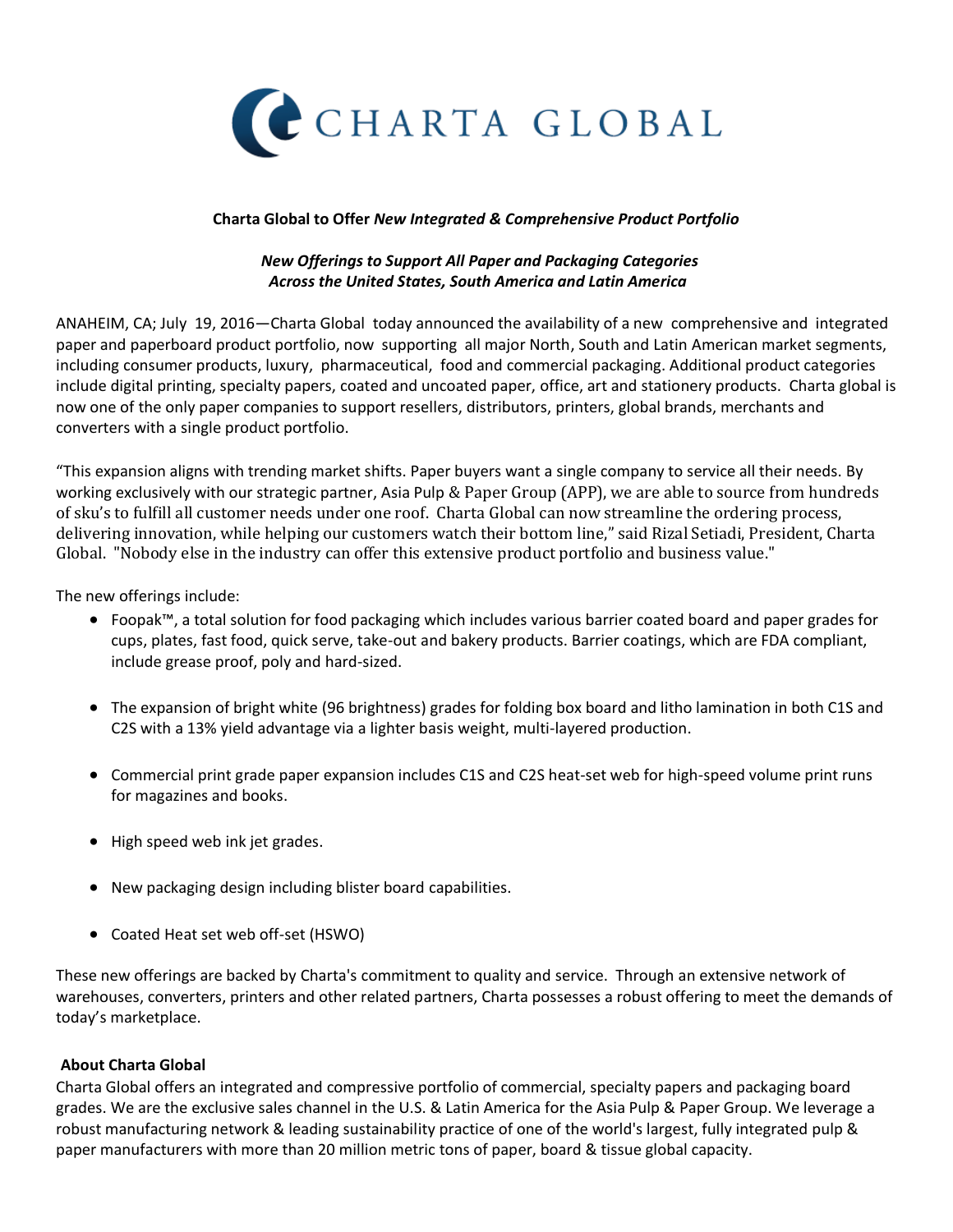# CHARTA GLOBAL

**Charta Global to Offer *New Integrated & Comprehensive Product Portfolio***

***New Offerings to Support All Paper and Packaging Categories Across the United States, South America and Latin America***

ANAHEIM, CA; July 19, 2016—Charta Global today announced the availability of a new comprehensive and integrated paper and paperboard product portfolio, now supporting all major North, South and Latin American market segments, including consumer products, luxury, pharmaceutical, food and commercial packaging. Additional product categories include digital printing, specialty papers, coated and uncoated paper, office, art and stationery products. Charta global is now one of the only paper companies to support resellers, distributors, printers, global brands, merchants and converters with a single product portfolio.

"This expansion aligns with trending market shifts. Paper buyers want a single company to service all their needs. By working exclusively with our strategic partner, Asia Pulp & Paper Group (APP), we are able to source from hundreds of sku's to fulfill all customer needs under one roof. Charta Global can now streamline the ordering process, delivering innovation, while helping our customers watch their bottom line," said Rizal Setiadi, President, Charta Global. "Nobody else in the industry can offer this extensive product portfolio and business value."

The new offerings include:

- Foopak™, a total solution for food packaging which includes various barrier coated board and paper grades for cups, plates, fast food, quick serve, take-out and bakery products. Barrier coatings, which are FDA compliant, include grease proof, poly and hard-sized.
- The expansion of bright white (96 brightness) grades for folding box board and litho lamination in both C1S and C2S with a 13% yield advantage via a lighter basis weight, multi-layered production.
- Commercial print grade paper expansion includes C1S and C2S heat-set web for high-speed volume print runs for magazines and books.
- High speed web ink jet grades.
- New packaging design including blister board capabilities.
- Coated Heat set web off-set (HSWO)

These new offerings are backed by Charta's commitment to quality and service. Through an extensive network of warehouses, converters, printers and other related partners, Charta possesses a robust offering to meet the demands of today's marketplace.

**About Charta Global**

Charta Global offers an integrated and compressive portfolio of commercial, specialty papers and packaging board grades. We are the exclusive sales channel in the U.S. & Latin America for the Asia Pulp & Paper Group. We leverage a robust manufacturing network & leading sustainability practice of one of the world's largest, fully integrated pulp & paper manufacturers with more than 20 million metric tons of paper, board & tissue global capacity.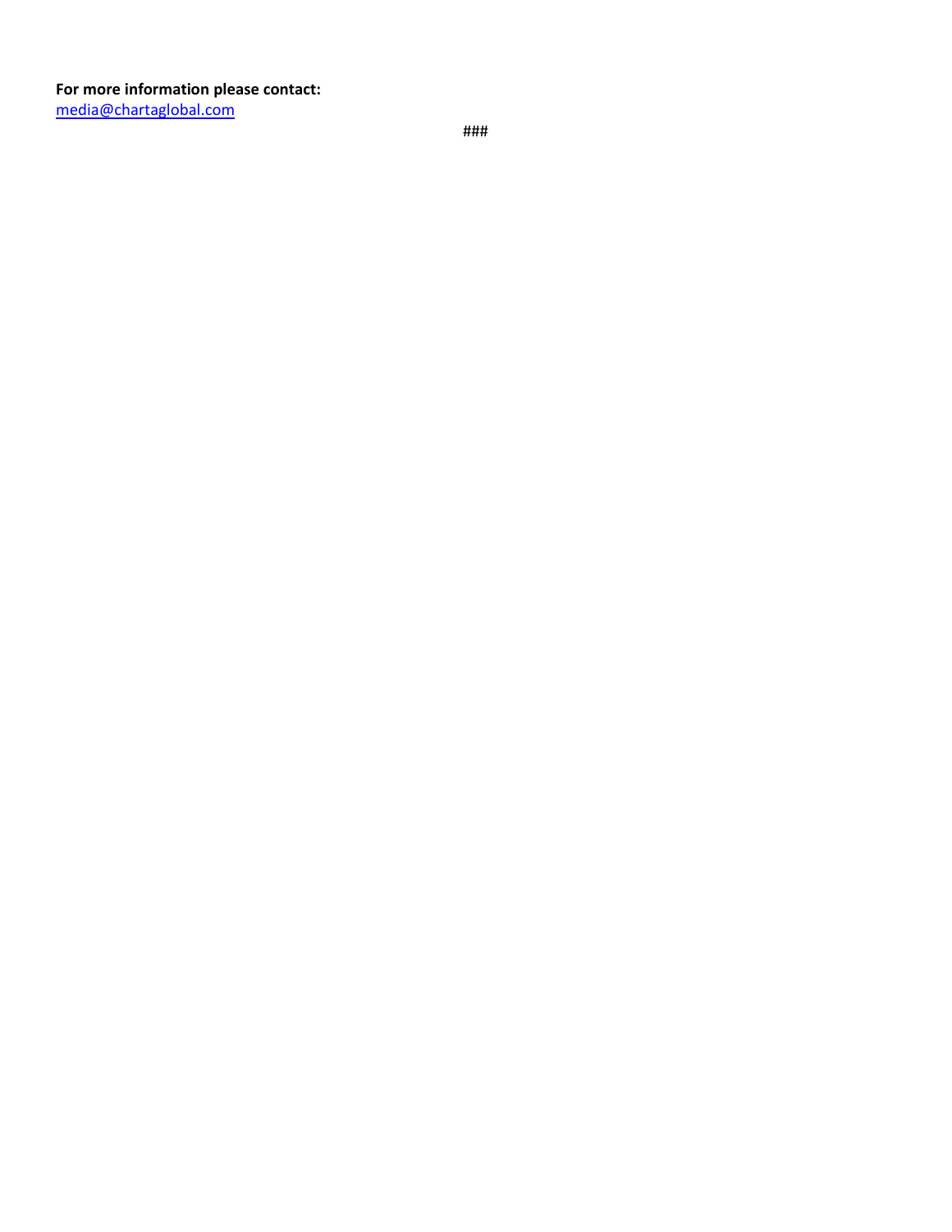**For more information please contact:**
media@chartaglobal.com

###